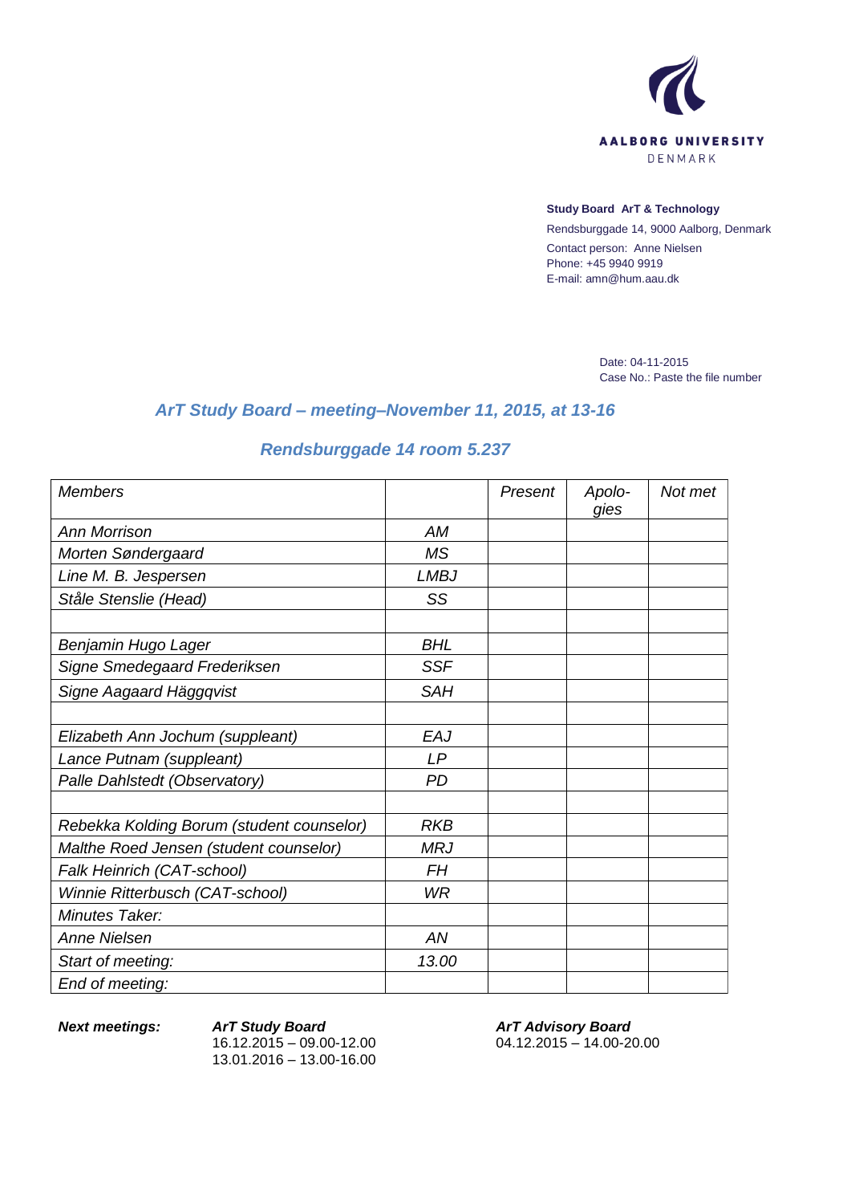AALBORG UNIVERSITY
DENMARK

**Study Board ArT & Technology**

Rendsburggade 14, 9000 Aalborg, Denmark

Contact person: Anne Nielsen
Phone: +45 9940 9919
E-mail: amn@hum.aau.dk

Date: 04-11-2015
Case No.: Paste the file number

## *ArT Study Board – meeting–November 11, 2015, at 13-16*

## *Rendsburggade 14 room 5.237*

| *Members* | | *Present* | *Apolo-gies* | *Not met* |
|---|---|---|---|---|
| *Ann Morrison* | *AM* | | | |
| *Morten Søndergaard* | *MS* | | | |
| *Line M. B. Jespersen* | *LMBJ* | | | |
| *Ståle Stenslie (Head)* | *SS* | | | |
| | | | | |
| *Benjamin Hugo Lager* | *BHL* | | | |
| *Signe Smedegaard Frederiksen* | *SSF* | | | |
| *Signe Aagaard Häggqvist* | *SAH* | | | |
| | | | | |
| *Elizabeth Ann Jochum (suppleant)* | *EAJ* | | | |
| *Lance Putnam (suppleant)* | *LP* | | | |
| *Palle Dahlstedt (Observatory)* | *PD* | | | |
| | | | | |
| *Rebekka Kolding Borum (student counselor)* | *RKB* | | | |
| *Malthe Roed Jensen (student counselor)* | *MRJ* | | | |
| *Falk Heinrich (CAT-school)* | *FH* | | | |
| *Winnie Ritterbusch (CAT-school)* | *WR* | | | |
| *Minutes Taker:* | | | | |
| *Anne Nielsen* | *AN* | | | |
| *Start of meeting:* | *13.00* | | | |
| *End of meeting:* | | | | |

***Next meetings:***

***ArT Study Board***
16.12.2015 – 09.00-12.00
13.01.2016 – 13.00-16.00

***ArT Advisory Board***
04.12.2015 – 14.00-20.00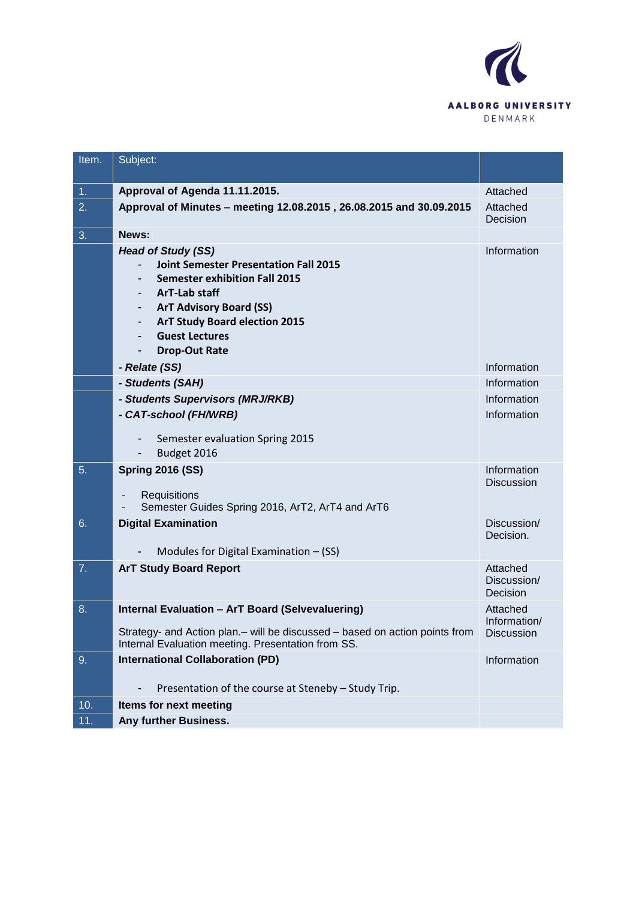AALBORG UNIVERSITY
DENMARK

| Item. | Subject: | |
|---|---|---|
| 1. | **Approval of Agenda 11.11.2015.** | Attached |
| 2. | **Approval of Minutes – meeting 12.08.2015 , 26.08.2015 and 30.09.2015** | Attached Decision |
| 3. | **News:** | |
| | ***Head of Study (SS)*** <br> - **Joint Semester Presentation Fall 2015** <br> - **Semester exhibition Fall 2015** <br> - **ArT-Lab staff** <br> - **ArT Advisory Board (SS)** <br> - **ArT Study Board election 2015** <br> - **Guest Lectures** <br> - **Drop-Out Rate** | Information |
| | ***- Relate (SS)*** | Information |
| | ***- Students (SAH)*** | Information |
| | ***- Students Supervisors (MRJ/RKB)*** <br> ***- CAT-school (FH/WRB)*** <br> - Semester evaluation Spring 2015 <br> - Budget 2016 | Information <br> Information |
| 5. | **Spring 2016 (SS)** <br> - Requisitions <br> - Semester Guides Spring 2016, ArT2, ArT4 and ArT6 | Information Discussion |
| 6. | **Digital Examination** <br> - Modules for Digital Examination – (SS) | Discussion/ Decision. |
| 7. | **ArT Study Board Report** | Attached Discussion/ Decision |
| 8. | **Internal Evaluation – ArT Board (Selvevaluering)** <br> Strategy- and Action plan.– will be discussed – based on action points from Internal Evaluation meeting. Presentation from SS. | Attached Information/ Discussion |
| 9. | **International Collaboration (PD)** <br> - Presentation of the course at Steneby – Study Trip. | Information |
| 10. | **Items for next meeting** | |
| 11. | **Any further Business.** | |